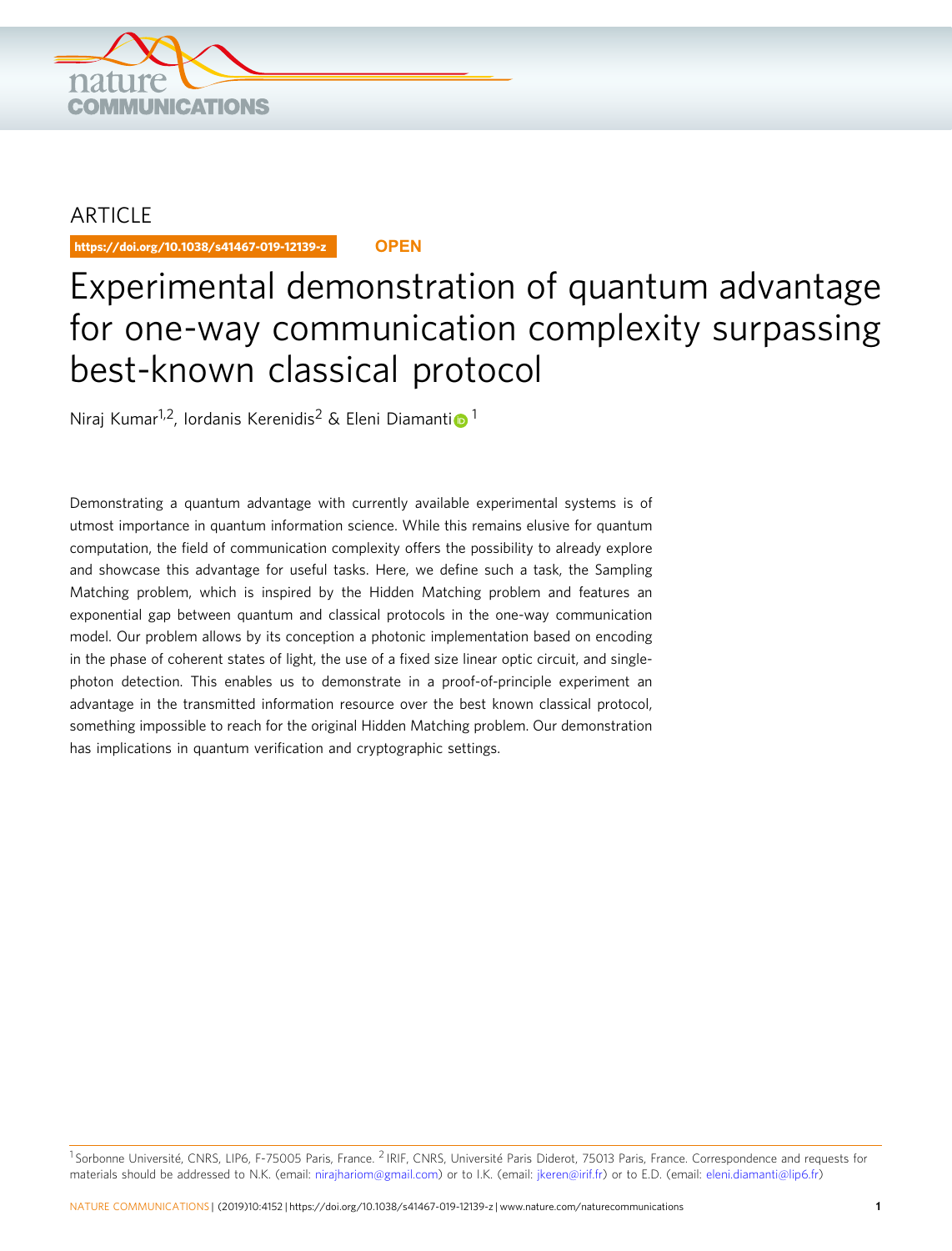ARTICLE

https://doi.org/10.1038/s41467-019-12139-z

OPEN

# Experimental demonstration of quantum advantage for one-way communication complexity surpassing best-known classical protocol

Niraj Kumar[1,2], Iordanis Kerenidis[2] & Eleni Diamanti[1]

Demonstrating a quantum advantage with currently available experimental systems is of utmost importance in quantum information science. While this remains elusive for quantum computation, the field of communication complexity offers the possibility to already explore and showcase this advantage for useful tasks. Here, we define such a task, the Sampling Matching problem, which is inspired by the Hidden Matching problem and features an exponential gap between quantum and classical protocols in the one-way communication model. Our problem allows by its conception a photonic implementation based on encoding in the phase of coherent states of light, the use of a fixed size linear optic circuit, and single-photon detection. This enables us to demonstrate in a proof-of-principle experiment an advantage in the transmitted information resource over the best known classical protocol, something impossible to reach for the original Hidden Matching problem. Our demonstration has implications in quantum verification and cryptographic settings.

[1] Sorbonne Université, CNRS, LIP6, F-75005 Paris, France. [2] IRIF, CNRS, Université Paris Diderot, 75013 Paris, France. Correspondence and requests for materials should be addressed to N.K. (email: nirajhariom@gmail.com) or to I.K. (email: jkeren@irif.fr) or to E.D. (email: eleni.diamanti@lip6.fr)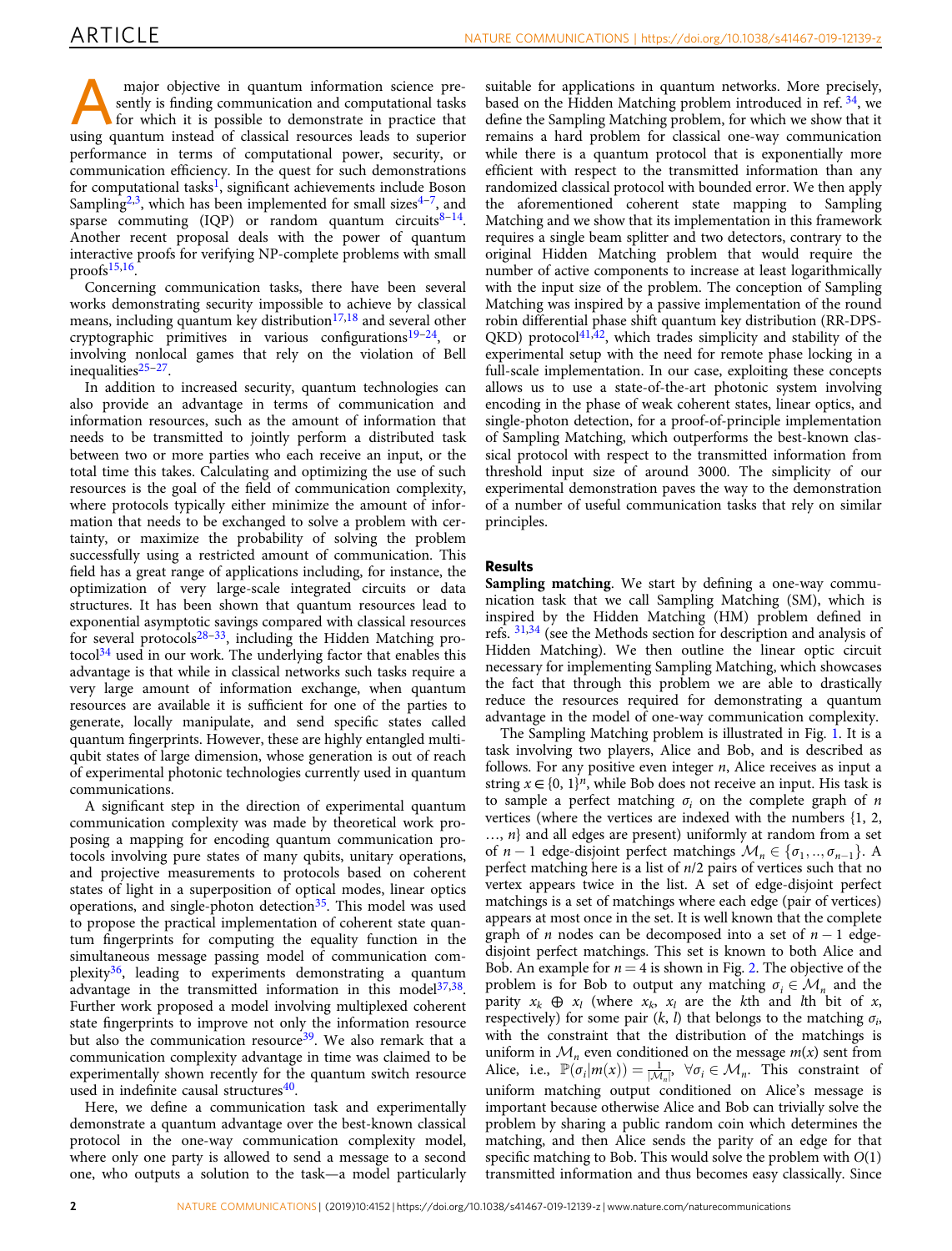A major objective in quantum information science presently is finding communication and computational tasks for which it is possible to demonstrate in practice that using quantum instead of classical resources leads to superior performance in terms of computational power, security, or communication efficiency. In the quest for such demonstrations for computational tasks[1], significant achievements include Boson Sampling[2,3], which has been implemented for small sizes[4–7], and sparse commuting (IQP) or random quantum circuits[8–14]. Another recent proposal deals with the power of quantum interactive proofs for verifying NP-complete problems with small proofs[15,16].

Concerning communication tasks, there have been several works demonstrating security impossible to achieve by classical means, including quantum key distribution[17,18] and several other cryptographic primitives in various configurations[19–24], or involving nonlocal games that rely on the violation of Bell inequalities[25–27].

In addition to increased security, quantum technologies can also provide an advantage in terms of communication and information resources, such as the amount of information that needs to be transmitted to jointly perform a distributed task between two or more parties who each receive an input, or the total time this takes. Calculating and optimizing the use of such resources is the goal of the field of communication complexity, where protocols typically either minimize the amount of information that needs to be exchanged to solve a problem with certainty, or maximize the probability of solving the problem successfully using a restricted amount of communication. This field has a great range of applications including, for instance, the optimization of very large-scale integrated circuits or data structures. It has been shown that quantum resources lead to exponential asymptotic savings compared with classical resources for several protocols[28–33], including the Hidden Matching protocol[34] used in our work. The underlying factor that enables this advantage is that while in classical networks such tasks require a very large amount of information exchange, when quantum resources are available it is sufficient for one of the parties to generate, locally manipulate, and send specific states called quantum fingerprints. However, these are highly entangled multi-qubit states of large dimension, whose generation is out of reach of experimental photonic technologies currently used in quantum communications.

A significant step in the direction of experimental quantum communication complexity was made by theoretical work proposing a mapping for encoding quantum communication protocols involving pure states of many qubits, unitary operations, and projective measurements to protocols based on coherent states of light in a superposition of optical modes, linear optics operations, and single-photon detection[35]. This model was used to propose the practical implementation of coherent state quantum fingerprints for computing the equality function in the simultaneous message passing model of communication complexity[36], leading to experiments demonstrating a quantum advantage in the transmitted information in this model[37,38]. Further work proposed a model involving multiplexed coherent state fingerprints to improve not only the information resource but also the communication resource[39]. We also remark that a communication complexity advantage in time was claimed to be experimentally shown recently for the quantum switch resource used in indefinite causal structures[40].

Here, we define a communication task and experimentally demonstrate a quantum advantage over the best-known classical protocol in the one-way communication complexity model, where only one party is allowed to send a message to a second one, who outputs a solution to the task—a model particularly suitable for applications in quantum networks. More precisely, based on the Hidden Matching problem introduced in ref. [34], we define the Sampling Matching problem, for which we show that it remains a hard problem for classical one-way communication while there is a quantum protocol that is exponentially more efficient with respect to the transmitted information than any randomized classical protocol with bounded error. We then apply the aforementioned coherent state mapping to Sampling Matching and we show that its implementation in this framework requires a single beam splitter and two detectors, contrary to the original Hidden Matching problem that would require the number of active components to increase at least logarithmically with the input size of the problem. The conception of Sampling Matching was inspired by a passive implementation of the round robin differential phase shift quantum key distribution (RR-DPS-QKD) protocol[41,42], which trades simplicity and stability of the experimental setup with the need for remote phase locking in a full-scale implementation. In our case, exploiting these concepts allows us to use a state-of-the-art photonic system involving encoding in the phase of weak coherent states, linear optics, and single-photon detection, for a proof-of-principle implementation of Sampling Matching, which outperforms the best-known classical protocol with respect to the transmitted information from threshold input size of around 3000. The simplicity of our experimental demonstration paves the way to the demonstration of a number of useful communication tasks that rely on similar principles.

## Results

**Sampling matching**. We start by defining a one-way communication task that we call Sampling Matching (SM), which is inspired by the Hidden Matching (HM) problem defined in refs. [31,34] (see the Methods section for description and analysis of Hidden Matching). We then outline the linear optic circuit necessary for implementing Sampling Matching, which showcases the fact that through this problem we are able to drastically reduce the resources required for demonstrating a quantum advantage in the model of one-way communication complexity.

The Sampling Matching problem is illustrated in Fig. 1. It is a task involving two players, Alice and Bob, and is described as follows. For any positive even integer $n$, Alice receives as input a string $x \in \{0, 1\}^n$, while Bob does not receive an input. His task is to sample a perfect matching $\sigma_i$ on the complete graph of $n$ vertices (where the vertices are indexed with the numbers $\{1, 2, \ldots, n\}$ and all edges are present) uniformly at random from a set of $n-1$ edge-disjoint perfect matchings $\mathcal{M}_n \in \{\sigma_1, .., \sigma_{n-1}\}$. A perfect matching here is a list of $n/2$ pairs of vertices such that no vertex appears twice in the list. A set of edge-disjoint perfect matchings is a set of matchings where each edge (pair of vertices) appears at most once in the set. It is well known that the complete graph of $n$ nodes can be decomposed into a set of $n-1$ edge-disjoint perfect matchings. This set is known to both Alice and Bob. An example for $n = 4$ is shown in Fig. 2. The objective of the problem is for Bob to output any matching $\sigma_i \in \mathcal{M}_n$ and the parity $x_k \oplus x_l$ (where $x_k$, $x_l$ are the $k$th and $l$th bit of $x$, respectively) for some pair $(k, l)$ that belongs to the matching $\sigma_i$, with the constraint that the distribution of the matchings is uniform in $\mathcal{M}_n$ even conditioned on the message $m(x)$ sent from Alice, i.e., $\mathbb{P}(\sigma_i | m(x)) = \frac{1}{|\mathcal{M}_n|}$, $\forall \sigma_i \in \mathcal{M}_n$. This constraint of uniform matching output conditioned on Alice's message is important because otherwise Alice and Bob can trivially solve the problem by sharing a public random coin which determines the matching, and then Alice sends the parity of an edge for that specific matching to Bob. This would solve the problem with $O(1)$ transmitted information and thus becomes easy classically. Since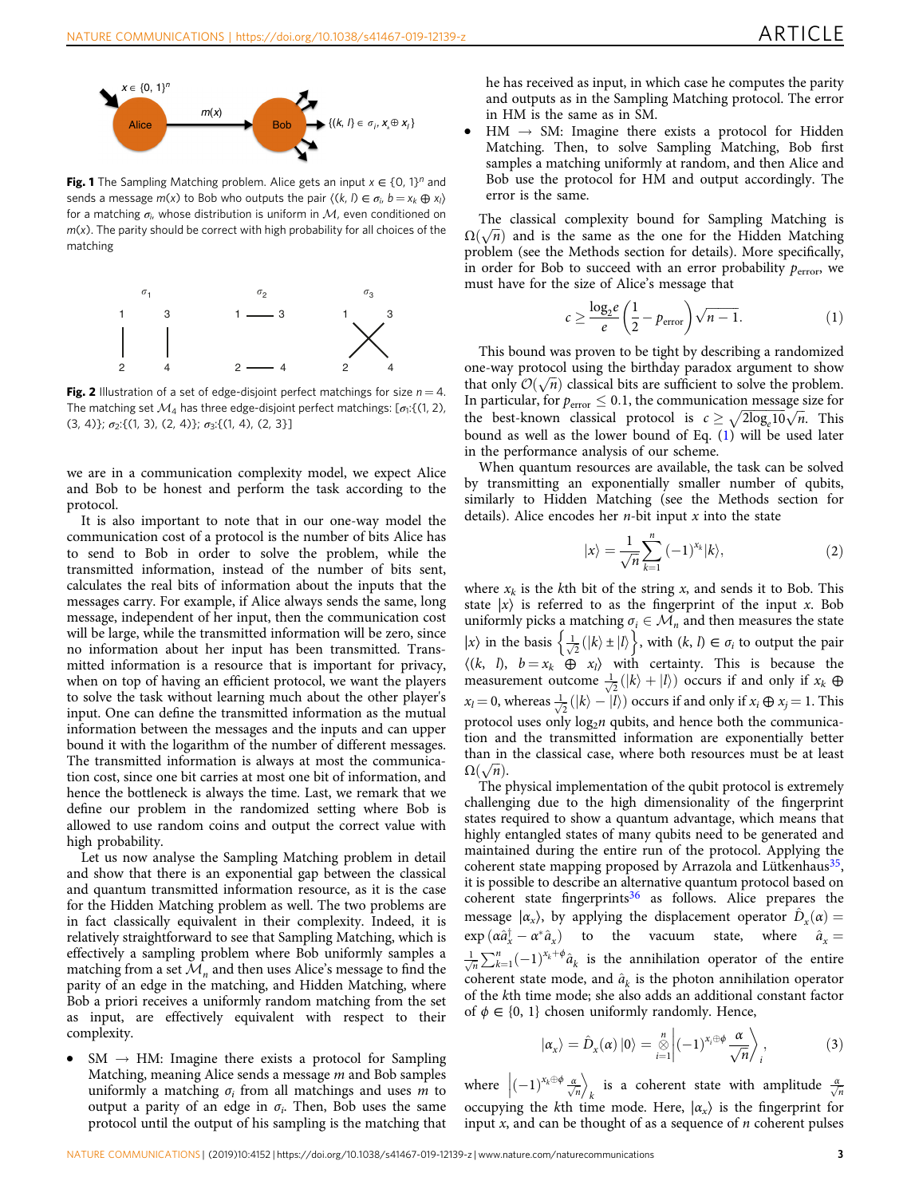**Fig. 1** The Sampling Matching problem. Alice gets an input $x \in \{0, 1\}^n$ and sends a message $m(x)$ to Bob who outputs the pair $\langle (k, l) \in \sigma_i, b = x_k \oplus x_l \rangle$ for a matching $\sigma_i$, whose distribution is uniform in $\mathcal{M}$, even conditioned on $m(x)$. The parity should be correct with high probability for all choices of the matching

**Fig. 2** Illustration of a set of edge-disjoint perfect matchings for size $n = 4$. The matching set $\mathcal{M}_4$ has three edge-disjoint perfect matchings: [$\sigma_1$:{(1, 2), (3, 4)}; $\sigma_2$:{(1, 3), (2, 4)}; $\sigma_3$:{(1, 4), (2, 3)}]

we are in a communication complexity model, we expect Alice and Bob to be honest and perform the task according to the protocol.

It is also important to note that in our one-way model the communication cost of a protocol is the number of bits Alice has to send to Bob in order to solve the problem, while the transmitted information, instead of the number of bits sent, calculates the real bits of information about the inputs that the messages carry. For example, if Alice always sends the same, long message, independent of her input, then the communication cost will be large, while the transmitted information will be zero, since no information about her input has been transmitted. Transmitted information is a resource that is important for privacy, when on top of having an efficient protocol, we want the players to solve the task without learning much about the other player's input. One can define the transmitted information as the mutual information between the messages and the inputs and can upper bound it with the logarithm of the number of different messages. The transmitted information is always at most the communication cost, since one bit carries at most one bit of information, and hence the bottleneck is always the time. Last, we remark that we define our problem in the randomized setting where Bob is allowed to use random coins and output the correct value with high probability.

Let us now analyse the Sampling Matching problem in detail and show that there is an exponential gap between the classical and quantum transmitted information resource, as it is the case for the Hidden Matching problem as well. The two problems are in fact classically equivalent in their complexity. Indeed, it is relatively straightforward to see that Sampling Matching, which is effectively a sampling problem where Bob uniformly samples a matching from a set $\mathcal{M}_n$ and then uses Alice's message to find the parity of an edge in the matching, and Hidden Matching, where Bob a priori receives a uniformly random matching from the set as input, are effectively equivalent with respect to their complexity.

- SM → HM: Imagine there exists a protocol for Sampling Matching, meaning Alice sends a message $m$ and Bob samples uniformly a matching $\sigma_i$ from all matchings and uses $m$ to output a parity of an edge in $\sigma_i$. Then, Bob uses the same protocol until the output of his sampling is the matching that he has received as input, in which case he computes the parity and outputs as in the Sampling Matching protocol. The error in HM is the same as in SM.
- HM → SM: Imagine there exists a protocol for Hidden Matching. Then, to solve Sampling Matching, Bob first samples a matching uniformly at random, and then Alice and Bob use the protocol for HM and output accordingly. The error is the same.

The classical complexity bound for Sampling Matching is $\Omega(\sqrt{n})$ and is the same as the one for the Hidden Matching problem (see the Methods section for details). More specifically, in order for Bob to succeed with an error probability $p_{\text{error}}$, we must have for the size of Alice's message that

$$c \geq \frac{\log_2 e}{e}\left(\frac{1}{2} - p_{\text{error}}\right)\sqrt{n-1}. \tag{1}$$

This bound was proven to be tight by describing a randomized one-way protocol using the birthday paradox argument to show that only $\mathcal{O}(\sqrt{n})$ classical bits are sufficient to solve the problem. In particular, for $p_{\text{error}} \leq 0.1$, the communication message size for the best-known classical protocol is $c \geq \sqrt{2\log_e 10}\sqrt{n}$. This bound as well as the lower bound of Eq. (1) will be used later in the performance analysis of our scheme.

When quantum resources are available, the task can be solved by transmitting an exponentially smaller number of qubits, similarly to Hidden Matching (see the Methods section for details). Alice encodes her $n$-bit input $x$ into the state

$$|x\rangle = \frac{1}{\sqrt{n}}\sum_{k=1}^{n}(-1)^{x_k}|k\rangle, \tag{2}$$

where $x_k$ is the $k$th bit of the string $x$, and sends it to Bob. This state $|x\rangle$ is referred to as the fingerprint of the input $x$. Bob uniformly picks a matching $\sigma_i \in \mathcal{M}_n$ and then measures the state $|x\rangle$ in the basis $\left\{\frac{1}{\sqrt{2}}(|k\rangle \pm |l\rangle\right\}$, with $(k, l) \in \sigma_i$ to output the pair $\langle (k, l), b = x_k \oplus x_l\rangle$ with certainty. This is because the measurement outcome $\frac{1}{\sqrt{2}}(|k\rangle + |l\rangle)$ occurs if and only if $x_k \oplus x_l = 0$, whereas $\frac{1}{\sqrt{2}}(|k\rangle - |l\rangle)$ occurs if and only if $x_i \oplus x_j = 1$. This protocol uses only $\log_2 n$ qubits, and hence both the communication and the transmitted information are exponentially better than in the classical case, where both resources must be at least $\Omega(\sqrt{n})$.

The physical implementation of the qubit protocol is extremely challenging due to the high dimensionality of the fingerprint states required to show a quantum advantage, which means that highly entangled states of many qubits need to be generated and maintained during the entire run of the protocol. Applying the coherent state mapping proposed by Arrazola and Lütkenhaus[35], it is possible to describe an alternative quantum protocol based on coherent state fingerprints[36] as follows. Alice prepares the message $|\alpha_x\rangle$, by applying the displacement operator $\hat{D}_x(\alpha) = \exp\left(\alpha\hat{a}_x^\dagger - \alpha^*\hat{a}_x\right)$ to the vacuum state, where $\hat{a}_x = \frac{1}{\sqrt{n}}\sum_{k=1}^{n}(-1)^{x_k+\phi}\hat{a}_k$ is the annihilation operator of the entire coherent state mode, and $\hat{a}_k$ is the photon annihilation operator of the $k$th time mode; she also adds an additional constant factor of $\phi \in \{0, 1\}$ chosen uniformly randomly. Hence,

$$|\alpha_x\rangle = \hat{D}_x(\alpha)\,|0\rangle = \bigotimes_{i=1}^{n}\left|(-1)^{x_i \oplus \phi}\frac{\alpha}{\sqrt{n}}\right\rangle_i, \tag{3}$$

where $\left|(-1)^{x_k \oplus \phi}\frac{\alpha}{\sqrt{n}}\right\rangle_k$ is a coherent state with amplitude $\frac{\alpha}{\sqrt{n}}$ occupying the $k$th time mode. Here, $|\alpha_x\rangle$ is the fingerprint for input $x$, and can be thought of as a sequence of $n$ coherent pulses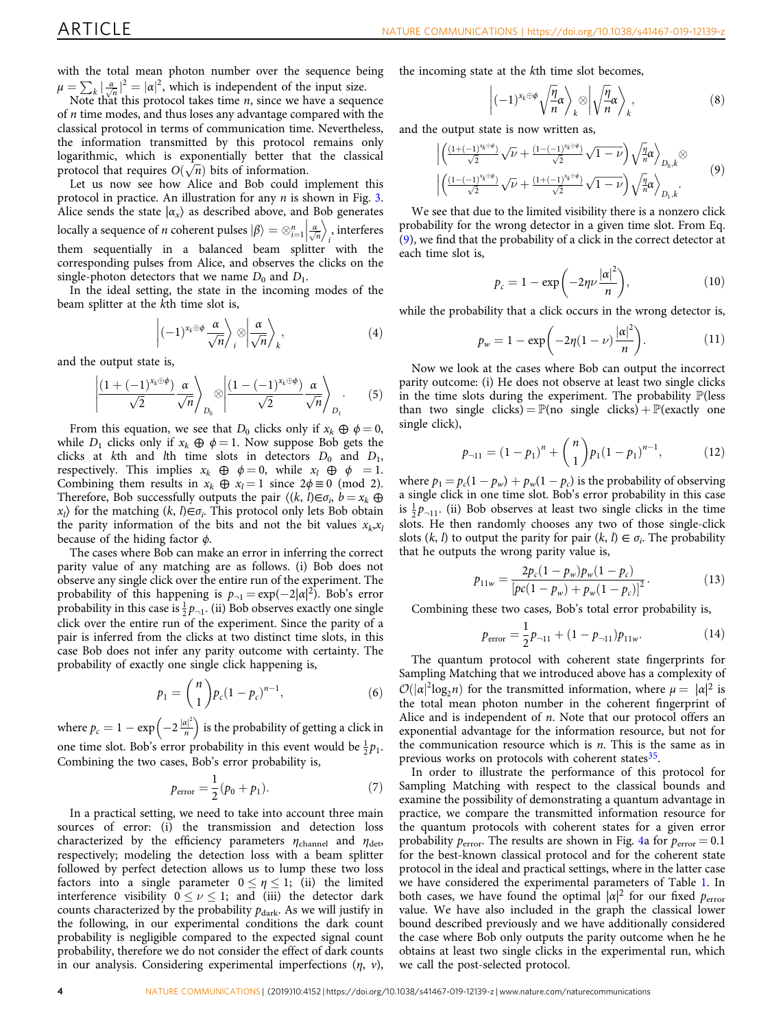with the total mean photon number over the sequence being $\mu = \sum_k |\frac{\alpha}{\sqrt{n}}|^2 = |\alpha|^2$, which is independent of the input size.

Note that this protocol takes time $n$, since we have a sequence of $n$ time modes, and thus loses any advantage compared with the classical protocol in terms of communication time. Nevertheless, the information transmitted by this protocol remains only logarithmic, which is exponentially better that the classical protocol that requires $O(\sqrt{n})$ bits of information.

Let us now see how Alice and Bob could implement this protocol in practice. An illustration for any $n$ is shown in Fig. 3. Alice sends the state $|\alpha_x\rangle$ as described above, and Bob generates locally a sequence of $n$ coherent pulses $|\beta\rangle = \otimes_{i=1}^{n} \left|\frac{\alpha}{\sqrt{n}}\right\rangle_i$, interferes them sequentially in a balanced beam splitter with the corresponding pulses from Alice, and observes the clicks on the single-photon detectors that we name $D_0$ and $D_1$.

In the ideal setting, the state in the incoming modes of the beam splitter at the $k$th time slot is,

$$\left|(-1)^{x_k \oplus \phi} \frac{\alpha}{\sqrt{n}}\right\rangle_i \otimes \left|\frac{\alpha}{\sqrt{n}}\right\rangle_k, \tag{4}$$

and the output state is,

$$\left|\frac{(1+(-1)^{x_k \oplus \phi})}{\sqrt{2}} \frac{\alpha}{\sqrt{n}}\right\rangle_{D_0} \otimes \left|\frac{(1-(-1)^{x_k \oplus \phi})}{\sqrt{2}} \frac{\alpha}{\sqrt{n}}\right\rangle_{D_1}. \tag{5}$$

From this equation, we see that $D_0$ clicks only if $x_k \oplus \phi = 0$, while $D_1$ clicks only if $x_k \oplus \phi = 1$. Now suppose Bob gets the clicks at $k$th and $l$th time slots in detectors $D_0$ and $D_1$, respectively. This implies $x_k \oplus \phi = 0$, while $x_l \oplus \phi = 1$. Combining them results in $x_k \oplus x_l = 1$ since $2\phi \equiv 0 \pmod 2$. Therefore, Bob successfully outputs the pair $\langle (k, l) \in \sigma_i, b = x_k \oplus x_l \rangle$ for the matching $(k, l) \in \sigma_i$. This protocol only lets Bob obtain the parity information of the bits and not the bit values $x_k, x_l$ because of the hiding factor $\phi$.

The cases where Bob can make an error in inferring the correct parity value of any matching are as follows. (i) Bob does not observe any single click over the entire run of the experiment. The probability of this happening is $p_{\neg 1} = \exp(-2|\alpha|^2)$. Bob's error probability in this case is $\frac{1}{2}p_{\neg 1}$. (ii) Bob observes exactly one single click over the entire run of the experiment. Since the parity of a pair is inferred from the clicks at two distinct time slots, in this case Bob does not infer any parity outcome with certainty. The probability of exactly one single click happening is,

$$p_1 = \binom{n}{1} p_c (1-p_c)^{n-1}, \tag{6}$$

where $p_c = 1 - \exp\left(-2\frac{|\alpha|^2}{n}\right)$ is the probability of getting a click in one time slot. Bob's error probability in this event would be $\frac{1}{2}p_1$. Combining the two cases, Bob's error probability is,

$$p_{\text{error}} = \frac{1}{2}(p_0 + p_1). \tag{7}$$

In a practical setting, we need to take into account three main sources of error: (i) the transmission and detection loss characterized by the efficiency parameters $\eta_{\text{channel}}$ and $\eta_{\text{det}}$, respectively; modeling the detection loss with a beam splitter followed by perfect detection allows us to lump these two loss factors into a single parameter $0 \le \eta \le 1$; (ii) the limited interference visibility $0 \le \nu \le 1$; and (iii) the detector dark counts characterized by the probability $p_{\text{dark}}$. As we will justify in the following, in our experimental conditions the dark count probability is negligible compared to the expected signal count probability, therefore we do not consider the effect of dark counts in our analysis. Considering experimental imperfections ($\eta$, $\nu$), the incoming state at the $k$th time slot becomes,

$$\left|(-1)^{x_k \oplus \phi} \sqrt{\frac{\eta}{n}} \alpha\right\rangle_k \otimes \left|\sqrt{\frac{\eta}{n}} \alpha\right\rangle_k, \tag{8}$$

and the output state is now written as,

$$\begin{aligned} &\left|\left(\frac{(1+(-1)^{x_k \oplus \phi})}{\sqrt{2}} \sqrt{\nu} + \frac{(1-(-1)^{x_k \oplus \phi})}{\sqrt{2}} \sqrt{1-\nu}\right) \sqrt{\frac{\eta}{n}} \alpha\right\rangle_{D_0, k} \otimes \\ &\left|\left(\frac{(1-(-1)^{x_k \oplus \phi})}{\sqrt{2}} \sqrt{\nu} + \frac{(1+(-1)^{x_k \oplus \phi})}{\sqrt{2}} \sqrt{1-\nu}\right) \sqrt{\frac{\eta}{n}} \alpha\right\rangle_{D_1, k}. \end{aligned} \tag{9}$$

We see that due to the limited visibility there is a nonzero click probability for the wrong detector in a given time slot. From Eq. (9), we find that the probability of a click in the correct detector at each time slot is,

$$p_c = 1 - \exp\left(-2\eta\nu \frac{|\alpha|^2}{n}\right), \tag{10}$$

while the probability that a click occurs in the wrong detector is,

$$p_w = 1 - \exp\left(-2\eta(1-\nu) \frac{|\alpha|^2}{n}\right). \tag{11}$$

Now we look at the cases where Bob can output the incorrect parity outcome: (i) He does not observe at least two single clicks in the time slots during the experiment. The probability $\mathbb{P}$(less than two single clicks) = $\mathbb{P}$(no single clicks) + $\mathbb{P}$(exactly one single click),

$$p_{\neg 11} = (1-p_1)^n + \binom{n}{1} p_1 (1-p_1)^{n-1}, \tag{12}$$

where $p_1 = p_c(1-p_w) + p_w(1-p_c)$ is the probability of observing a single click in one time slot. Bob's error probability in this case is $\frac{1}{2}p_{\neg 11}$. (ii) Bob observes at least two single clicks in the time slots. He then randomly chooses any two of those single-click slots $(k, l)$ to output the parity for pair $(k, l) \in \sigma_i$. The probability that he outputs the wrong parity value is,

$$p_{11w} = \frac{2p_c(1-p_w)p_w(1-p_c)}{[pc(1-p_w) + p_w(1-p_c)]^2}. \tag{13}$$

Combining these two cases, Bob's total error probability is,

$$p_{\text{error}} = \frac{1}{2}p_{\neg 11} + (1-p_{\neg 11})p_{11w}. \tag{14}$$

The quantum protocol with coherent state fingerprints for Sampling Matching that we introduced above has a complexity of $\mathcal{O}(|\alpha|^2 \log_2 n)$ for the transmitted information, where $\mu = |\alpha|^2$ is the total mean photon number in the coherent fingerprint of Alice and is independent of $n$. Note that our protocol offers an exponential advantage for the information resource, but not for the communication resource which is $n$. This is the same as in previous works on protocols with coherent states[35].

In order to illustrate the performance of this protocol for Sampling Matching with respect to the classical bounds and examine the possibility of demonstrating a quantum advantage in practice, we compare the transmitted information resource for the quantum protocols with coherent states for a given error probability $p_{\text{error}}$. The results are shown in Fig. 4a for $p_{\text{error}} = 0.1$ for the best-known classical protocol and for the coherent state protocol in the ideal and practical settings, where in the latter case we have considered the experimental parameters of Table 1. In both cases, we have found the optimal $|\alpha|^2$ for our fixed $p_{\text{error}}$ value. We have also included in the graph the classical lower bound described previously and we have additionally considered the case where Bob only outputs the parity outcome when he he obtains at least two single clicks in the experimental run, which we call the post-selected protocol.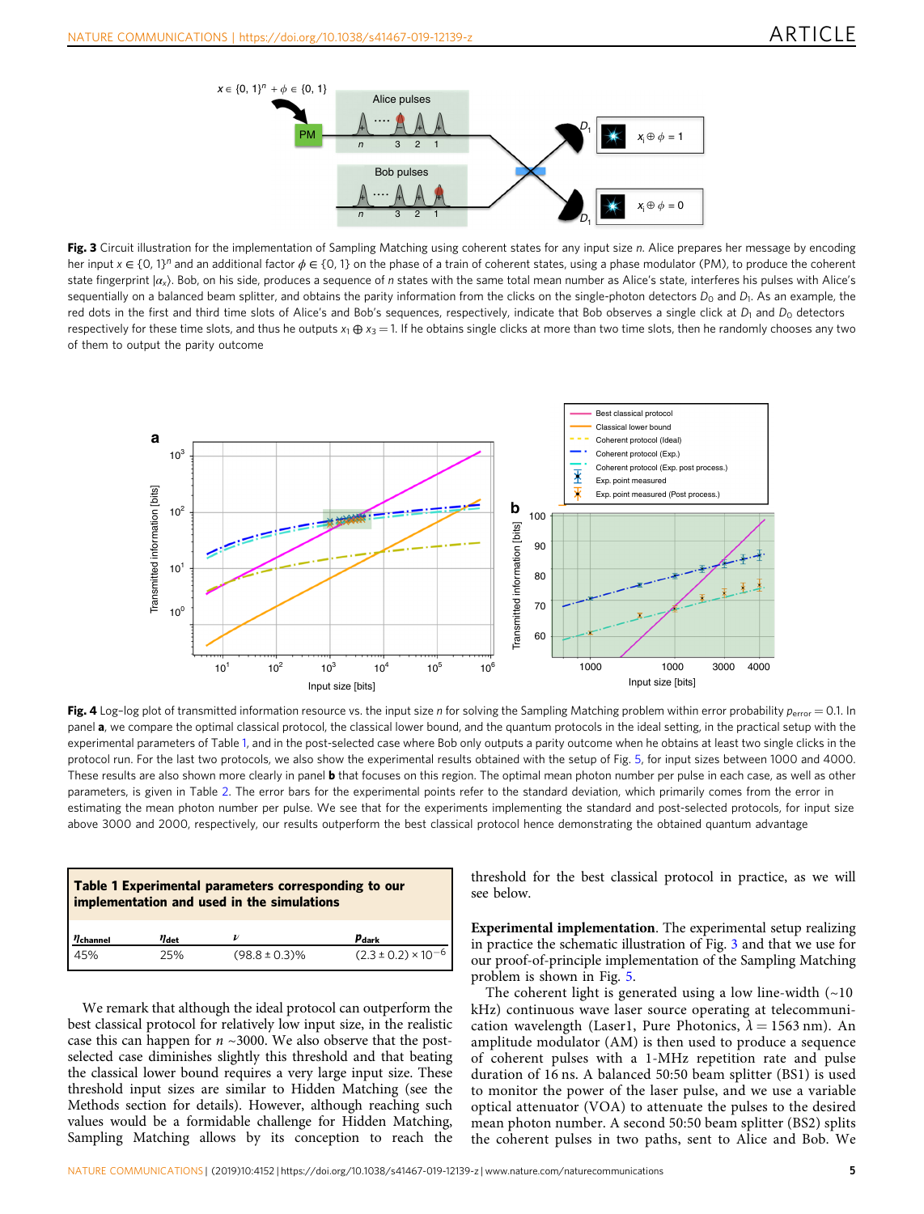**Fig. 3** Circuit illustration for the implementation of Sampling Matching using coherent states for any input size $n$. Alice prepares her message by encoding her input $x \in \{0,1\}^n$ and an additional factor $\phi \in \{0,1\}$ on the phase of a train of coherent states, using a phase modulator (PM), to produce the coherent state fingerprint $|\alpha_x\rangle$. Bob, on his side, produces a sequence of $n$ states with the same total mean number as Alice's state, interferes his pulses with Alice's sequentially on a balanced beam splitter, and obtains the parity information from the clicks on the single-photon detectors $D_0$ and $D_1$. As an example, the red dots in the first and third time slots of Alice's and Bob's sequences, respectively, indicate that Bob observes a single click at $D_1$ and $D_0$ detectors respectively for these time slots, and thus he outputs $x_1 \oplus x_3 = 1$. If he obtains single clicks at more than two time slots, then he randomly chooses any two of them to output the parity outcome

**Fig. 4** Log–log plot of transmitted information resource vs. the input size $n$ for solving the Sampling Matching problem within error probability $p_{\mathrm{error}} = 0.1$. In panel **a**, we compare the optimal classical protocol, the classical lower bound, and the quantum protocols in the ideal setting, in the practical setup with the experimental parameters of Table 1, and in the post-selected case where Bob only outputs a parity outcome when he obtains at least two single clicks in the protocol run. For the last two protocols, we also show the experimental results obtained with the setup of Fig. 5, for input sizes between 1000 and 4000. These results are also shown more clearly in panel **b** that focuses on this region. The optimal mean photon number per pulse in each case, as well as other parameters, is given in Table 2. The error bars for the experimental points refer to the standard deviation, which primarily comes from the error in estimating the mean photon number per pulse. We see that for the experiments implementing the standard and post-selected protocols, for input size above 3000 and 2000, respectively, our results outperform the best classical protocol hence demonstrating the obtained quantum advantage

**Table 1 Experimental parameters corresponding to our implementation and used in the simulations**

| $\eta_{\mathrm{channel}}$ | $\eta_{\mathrm{det}}$ | $\nu$ | $p_{\mathrm{dark}}$ |
|---|---|---|---|
| 45% | 25% | (98.8 ± 0.3)% | (2.3 ± 0.2) × $10^{-6}$ |

We remark that although the ideal protocol can outperform the best classical protocol for relatively low input size, in the realistic case this can happen for $n$ ~3000. We also observe that the post-selected case diminishes slightly this threshold and that beating the classical lower bound requires a very large input size. These threshold input sizes are similar to Hidden Matching (see the Methods section for details). However, although reaching such values would be a formidable challenge for Hidden Matching, Sampling Matching allows by its conception to reach the threshold for the best classical protocol in practice, as we will see below.

**Experimental implementation**. The experimental setup realizing in practice the schematic illustration of Fig. 3 and that we use for our proof-of-principle implementation of the Sampling Matching problem is shown in Fig. 5.

The coherent light is generated using a low line-width (~10 kHz) continuous wave laser source operating at telecommunication wavelength (Laser1, Pure Photonics, $\lambda = 1563$ nm). An amplitude modulator (AM) is then used to produce a sequence of coherent pulses with a 1-MHz repetition rate and pulse duration of 16 ns. A balanced 50:50 beam splitter (BS1) is used to monitor the power of the laser pulse, and we use a variable optical attenuator (VOA) to attenuate the pulses to the desired mean photon number. A second 50:50 beam splitter (BS2) splits the coherent pulses in two paths, sent to Alice and Bob. We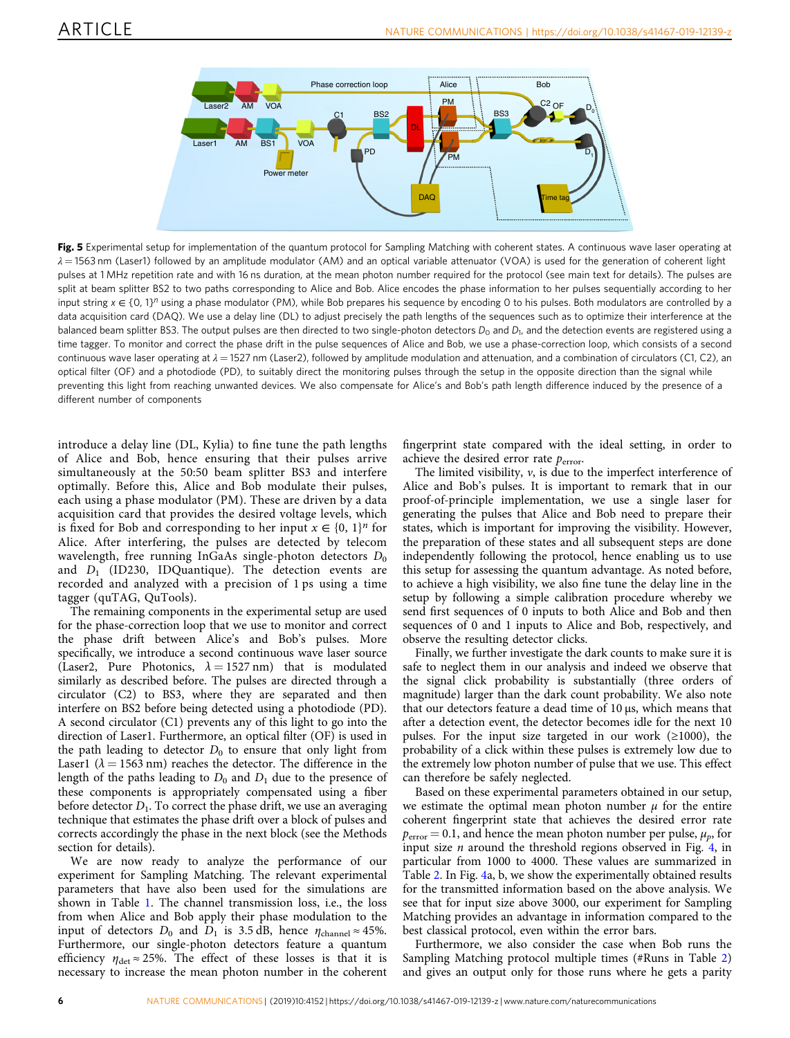**Fig. 5** Experimental setup for implementation of the quantum protocol for Sampling Matching with coherent states. A continuous wave laser operating at $\lambda = 1563$ nm (Laser1) followed by an amplitude modulator (AM) and an optical variable attenuator (VOA) is used for the generation of coherent light pulses at 1 MHz repetition rate and with 16 ns duration, at the mean photon number required for the protocol (see main text for details). The pulses are split at beam splitter BS2 to two paths corresponding to Alice and Bob. Alice encodes the phase information to her pulses sequentially according to her input string $x \in \{0, 1\}^n$ using a phase modulator (PM), while Bob prepares his sequence by encoding 0 to his pulses. Both modulators are controlled by a data acquisition card (DAQ). We use a delay line (DL) to adjust precisely the path lengths of the sequences such as to optimize their interference at the balanced beam splitter BS3. The output pulses are then directed to two single-photon detectors $D_0$ and $D_1$, and the detection events are registered using a time tagger. To monitor and correct the phase drift in the pulse sequences of Alice and Bob, we use a phase-correction loop, which consists of a second continuous wave laser operating at $\lambda = 1527$ nm (Laser2), followed by amplitude modulation and attenuation, and a combination of circulators (C1, C2), an optical filter (OF) and a photodiode (PD), to suitably direct the monitoring pulses through the setup in the opposite direction than the signal while preventing this light from reaching unwanted devices. We also compensate for Alice's and Bob's path length difference induced by the presence of a different number of components

introduce a delay line (DL, Kylia) to fine tune the path lengths of Alice and Bob, hence ensuring that their pulses arrive simultaneously at the 50:50 beam splitter BS3 and interfere optimally. Before this, Alice and Bob modulate their pulses, each using a phase modulator (PM). These are driven by a data acquisition card that provides the desired voltage levels, which is fixed for Bob and corresponding to her input $x \in \{0, 1\}^n$ for Alice. After interfering, the pulses are detected by telecom wavelength, free running InGaAs single-photon detectors $D_0$ and $D_1$ (ID230, IDQuantique). The detection events are recorded and analyzed with a precision of 1 ps using a time tagger (quTAG, QuTools).

The remaining components in the experimental setup are used for the phase-correction loop that we use to monitor and correct the phase drift between Alice's and Bob's pulses. More specifically, we introduce a second continuous wave laser source (Laser2, Pure Photonics, $\lambda = 1527$ nm) that is modulated similarly as described before. The pulses are directed through a circulator (C2) to BS3, where they are separated and then interfere on BS2 before being detected using a photodiode (PD). A second circulator (C1) prevents any of this light to go into the direction of Laser1. Furthermore, an optical filter (OF) is used in the path leading to detector $D_0$ to ensure that only light from Laser1 ($\lambda = 1563$ nm) reaches the detector. The difference in the length of the paths leading to $D_0$ and $D_1$ due to the presence of these components is appropriately compensated using a fiber before detector $D_1$. To correct the phase drift, we use an averaging technique that estimates the phase drift over a block of pulses and corrects accordingly the phase in the next block (see the Methods section for details).

We are now ready to analyze the performance of our experiment for Sampling Matching. The relevant experimental parameters that have also been used for the simulations are shown in Table 1. The channel transmission loss, i.e., the loss from when Alice and Bob apply their phase modulation to the input of detectors $D_0$ and $D_1$ is 3.5 dB, hence $\eta_{\text{channel}} \approx 45\%$. Furthermore, our single-photon detectors feature a quantum efficiency $\eta_{\text{det}} \approx 25\%$. The effect of these losses is that it is necessary to increase the mean photon number in the coherent fingerprint state compared with the ideal setting, in order to achieve the desired error rate $p_{\text{error}}$.

The limited visibility, $\nu$, is due to the imperfect interference of Alice and Bob's pulses. It is important to remark that in our proof-of-principle implementation, we use a single laser for generating the pulses that Alice and Bob need to prepare their states, which is important for improving the visibility. However, the preparation of these states and all subsequent steps are done independently following the protocol, hence enabling us to use this setup for assessing the quantum advantage. As noted before, to achieve a high visibility, we also fine tune the delay line in the setup by following a simple calibration procedure whereby we send first sequences of 0 inputs to both Alice and Bob and then sequences of 0 and 1 inputs to Alice and Bob, respectively, and observe the resulting detector clicks.

Finally, we further investigate the dark counts to make sure it is safe to neglect them in our analysis and indeed we observe that the signal click probability is substantially (three orders of magnitude) larger than the dark count probability. We also note that our detectors feature a dead time of 10 µs, which means that after a detection event, the detector becomes idle for the next 10 pulses. For the input size targeted in our work (≥1000), the probability of a click within these pulses is extremely low due to the extremely low photon number of pulse that we use. This effect can therefore be safely neglected.

Based on these experimental parameters obtained in our setup, we estimate the optimal mean photon number $\mu$ for the entire coherent fingerprint state that achieves the desired error rate $p_{\text{error}} = 0.1$, and hence the mean photon number per pulse, $\mu_p$, for input size $n$ around the threshold regions observed in Fig. 4, in particular from 1000 to 4000. These values are summarized in Table 2. In Fig. 4a, b, we show the experimentally obtained results for the transmitted information based on the above analysis. We see that for input size above 3000, our experiment for Sampling Matching provides an advantage in information compared to the best classical protocol, even within the error bars.

Furthermore, we also consider the case when Bob runs the Sampling Matching protocol multiple times (#Runs in Table 2) and gives an output only for those runs where he gets a parity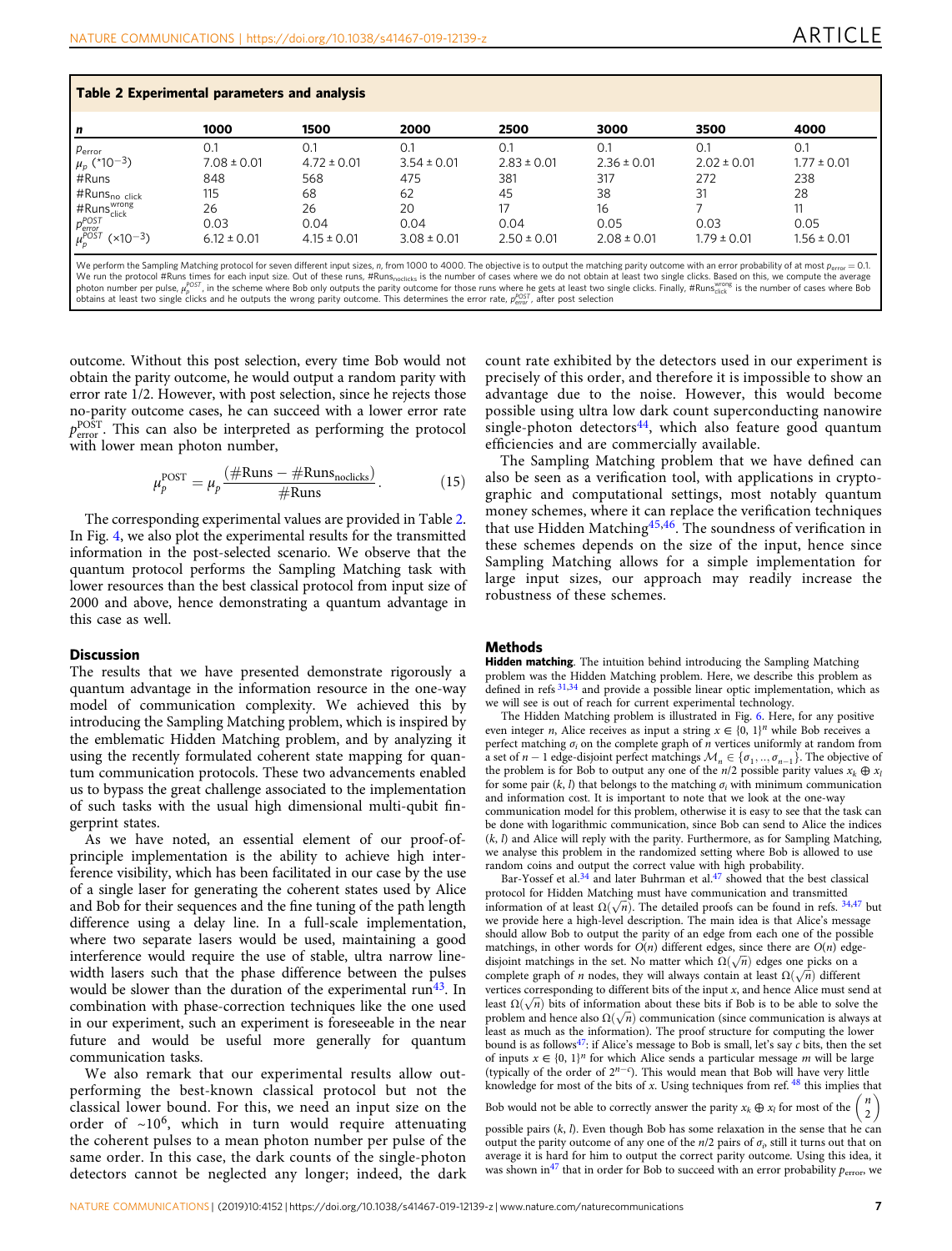**Table 2 Experimental parameters and analysis**

| $n$ | 1000 | 1500 | 2000 | 2500 | 3000 | 3500 | 4000 |
|---|---|---|---|---|---|---|---|
| $p_{error}$ | 0.1 | 0.1 | 0.1 | 0.1 | 0.1 | 0.1 | 0.1 |
| $\mu_p$ (*10$^{-3}$) | 7.08 ± 0.01 | 4.72 ± 0.01 | 3.54 ± 0.01 | 2.83 ± 0.01 | 2.36 ± 0.01 | 2.02 ± 0.01 | 1.77 ± 0.01 |
| #Runs | 848 | 568 | 475 | 381 | 317 | 272 | 238 |
| #Runs$_{\text{no click}}$ | 115 | 68 | 62 | 45 | 38 | 31 | 28 |
| #Runs$_{\text{click}}^{\text{wrong}}$ | 26 | 26 | 20 | 17 | 16 | 7 | 11 |
| $p_{error}^{POST}$ | 0.03 | 0.04 | 0.04 | 0.04 | 0.05 | 0.03 | 0.05 |
| $\mu_p^{POST}$ (×10$^{-3}$) | 6.12 ± 0.01 | 4.15 ± 0.01 | 3.08 ± 0.01 | 2.50 ± 0.01 | 2.08 ± 0.01 | 1.79 ± 0.01 | 1.56 ± 0.01 |

We perform the Sampling Matching protocol for seven different input sizes, $n$, from 1000 to 4000. The objective is to output the matching parity outcome with an error probability of at most $p_{error} = 0.1$. We run the protocol #Runs times for each input size. Out of these runs, #Runs$_{\text{noclicks}}$ is the number of cases where we do not obtain at least two single clicks. Based on this, we compute the average photon number per pulse, $\mu_p^{POST}$, in the scheme where Bob only outputs the parity outcome for those runs where he gets at least two single clicks. Finally, #Runs$_{\text{click}}^{\text{wrong}}$ is the number of cases where Bob obtains at least two single clicks and he outputs the wrong parity outcome. This determines the error rate, $p_{error}^{POST}$, after post selection

outcome. Without this post selection, every time Bob would not obtain the parity outcome, he would output a random parity with error rate 1/2. However, with post selection, since he rejects those no-parity outcome cases, he can succeed with a lower error rate $p_{\text{error}}^{\text{POST}}$. This can also be interpreted as performing the protocol with lower mean photon number,

$$\mu_p^{\text{POST}} = \mu_p \frac{(\#\text{Runs} - \#\text{Runs}_{\text{noclicks}})}{\#\text{Runs}}. \tag{15}$$

The corresponding experimental values are provided in Table 2. In Fig. 4, we also plot the experimental results for the transmitted information in the post-selected scenario. We observe that the quantum protocol performs the Sampling Matching task with lower resources than the best classical protocol from input size of 2000 and above, hence demonstrating a quantum advantage in this case as well.

## Discussion

The results that we have presented demonstrate rigorously a quantum advantage in the information resource in the one-way model of communication complexity. We achieved this by introducing the Sampling Matching problem, which is inspired by the emblematic Hidden Matching problem, and by analyzing it using the recently formulated coherent state mapping for quantum communication protocols. These two advancements enabled us to bypass the great challenge associated to the implementation of such tasks with the usual high dimensional multi-qubit fingerprint states.

As we have noted, an essential element of our proof-of-principle implementation is the ability to achieve high interference visibility, which has been facilitated in our case by the use of a single laser for generating the coherent states used by Alice and Bob for their sequences and the fine tuning of the path length difference using a delay line. In a full-scale implementation, where two separate lasers would be used, maintaining a good interference would require the use of stable, ultra narrow linewidth lasers such that the phase difference between the pulses would be slower than the duration of the experimental run[43]. In combination with phase-correction techniques like the one used in our experiment, such an experiment is foreseeable in the near future and would be useful more generally for quantum communication tasks.

We also remark that our experimental results allow outperforming the best-known classical protocol but not the classical lower bound. For this, we need an input size on the order of ~$10^6$, which in turn would require attenuating the coherent pulses to a mean photon number per pulse of the same order. In this case, the dark counts of the single-photon detectors cannot be neglected any longer; indeed, the dark count rate exhibited by the detectors used in our experiment is precisely of this order, and therefore it is impossible to show an advantage due to the noise. However, this would become possible using ultra low dark count superconducting nanowire single-photon detectors[44], which also feature good quantum efficiencies and are commercially available.

The Sampling Matching problem that we have defined can also be seen as a verification tool, with applications in cryptographic and computational settings, most notably quantum money schemes, where it can replace the verification techniques that use Hidden Matching[45,46]. The soundness of verification in these schemes depends on the size of the input, hence since Sampling Matching allows for a simple implementation for large input sizes, our approach may readily increase the robustness of these schemes.

## Methods

**Hidden matching**. The intuition behind introducing the Sampling Matching problem was the Hidden Matching problem. Here, we describe this problem as defined in refs [31,34] and provide a possible linear optic implementation, which as we will see is out of reach for current experimental technology.

The Hidden Matching problem is illustrated in Fig. 6. Here, for any positive even integer $n$, Alice receives as input a string $x \in \{0, 1\}^n$ while Bob receives a perfect matching $\sigma_i$ on the complete graph of $n$ vertices uniformly at random from a set of $n-1$ edge-disjoint perfect matchings $\mathcal{M}_n \in \{\sigma_1, \ldots, \sigma_{n-1}\}$. The objective of the problem is for Bob to output any one of the $n/2$ possible parity values $x_k \oplus x_l$ for some pair $(k, l)$ that belongs to the matching $\sigma_i$ with minimum communication and information cost. It is important to note that we look at the one-way communication model for this problem, otherwise it is easy to see that the task can be done with logarithmic communication, since Bob can send to Alice the indices $(k, l)$ and Alice will reply with the parity. Furthermore, as for Sampling Matching, we analyse this problem in the randomized setting where Bob is allowed to use random coins and output the correct value with high probability.

Bar-Yossef et al.[34] and later Buhrman et al.[47] showed that the best classical protocol for Hidden Matching must have communication and transmitted information of at least $\Omega(\sqrt{n})$. The detailed proofs can be found in refs. [34,47] but we provide here a high-level description. The main idea is that Alice's message should allow Bob to output the parity of an edge from each one of the possible matchings, in other words for $O(n)$ different edges, since there are $O(n)$ edge-disjoint matchings in the set. No matter which $\Omega(\sqrt{n})$ edges one picks on a complete graph of $n$ nodes, they will always contain at least $\Omega(\sqrt{n})$ different vertices corresponding to different bits of the input $x$, and hence Alice must send at least $\Omega(\sqrt{n})$ bits of information about these bits if Bob is to be able to solve the problem and hence also $\Omega(\sqrt{n})$ communication (since communication is always at least as much as the information). The proof structure for computing the lower bound is as follows[47]: if Alice's message to Bob is small, let's say $c$ bits, then the set of inputs $x \in \{0, 1\}^n$ for which Alice sends a particular message $m$ will be large (typically of the order of $2^{n-c}$). This would mean that Bob will have very little knowledge for most of the bits of $x$. Using techniques from ref. [48] this implies that Bob would not be able to correctly answer the parity $x_k \oplus x_l$ for most of the $\binom{n}{2}$ possible pairs $(k, l)$. Even though Bob has some relaxation in the sense that he can output the parity outcome of any one of the $n/2$ pairs of $\sigma_i$, still it turns out that on average it is hard for him to output the correct parity outcome. Using this idea, it was shown in[47] that in order for Bob to succeed with an error probability $p_{\text{error}}$, we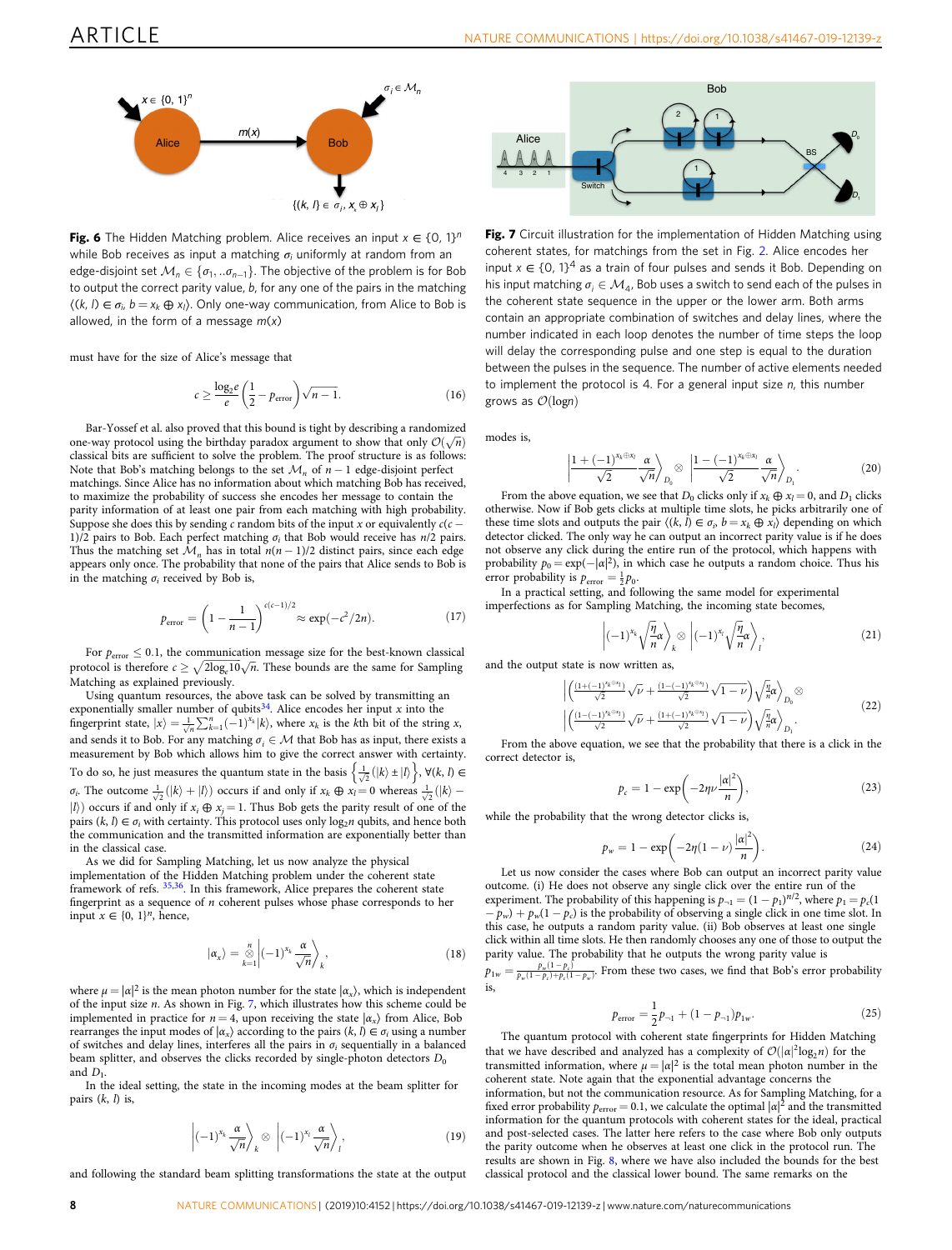**Fig. 6** The Hidden Matching problem. Alice receives an input $x \in \{0,1\}^n$ while Bob receives as input a matching $\sigma_i$ uniformly at random from an edge-disjoint set $\mathcal{M}_n \in \{\sigma_1, ..\sigma_{n-1}\}$. The objective of the problem is for Bob to output the correct parity value, $b$, for any one of the pairs in the matching $\langle (k,l) \in \sigma_i, b = x_k \oplus x_l \rangle$. Only one-way communication, from Alice to Bob is allowed, in the form of a message $m(x)$

must have for the size of Alice's message that

$$c \geq \frac{\log_2 e}{e}\left(\frac{1}{2} - p_{\mathrm{error}}\right)\sqrt{n-1}. \tag{16}$$

Bar-Yossef et al. also proved that this bound is tight by describing a randomized one-way protocol using the birthday paradox argument to show that only $\mathcal{O}(\sqrt{n})$ classical bits are sufficient to solve the problem. The proof structure is as follows: Note that Bob's matching belongs to the set $\mathcal{M}_n$ of $n-1$ edge-disjoint perfect matchings. Since Alice has no information about which matching Bob has received, to maximize the probability of success she encodes her message to contain the parity information of at least one pair from each matching with high probability. Suppose she does this by sending $c$ random bits of the input $x$ or equivalently $c(c-1)/2$ pairs to Bob. Each perfect matching $\sigma_i$ that Bob would receive has $n/2$ pairs. Thus the matching set $\mathcal{M}_n$ has in total $n(n-1)/2$ distinct pairs, since each edge appears only once. The probability that none of the pairs that Alice sends to Bob is in the matching $\sigma_i$ received by Bob is,

$$p_{\mathrm{error}} = \left(1 - \frac{1}{n-1}\right)^{c(c-1)/2} \approx \exp(-c^2/2n). \tag{17}$$

For $p_{\mathrm{error}} \leq 0.1$, the communication message size for the best-known classical protocol is therefore $c \geq \sqrt{2\log_e 10}\sqrt{n}$. These bounds are the same for Sampling Matching as explained previously.

Using quantum resources, the above task can be solved by transmitting an exponentially smaller number of qubits[34]. Alice encodes her input $x$ into the fingerprint state, $|x\rangle = \frac{1}{\sqrt{n}}\sum_{k=1}^{n}(-1)^{x_k}|k\rangle$, where $x_k$ is the $k$th bit of the string $x$, and sends it to Bob. For any matching $\sigma_i \in \mathcal{M}$ that Bob has as input, there exists a measurement by Bob which allows him to give the correct answer with certainty. To do so, he just measures the quantum state in the basis $\left\{\frac{1}{\sqrt{2}}(|k\rangle \pm |l\rangle)\right\}, \forall (k,l) \in \sigma_i$. The outcome $\frac{1}{\sqrt{2}}(|k\rangle + |l\rangle)$ occurs if and only if $x_k \oplus x_l = 0$ whereas $\frac{1}{\sqrt{2}}(|k\rangle - |l\rangle)$ occurs if and only if $x_i \oplus x_j = 1$. Thus Bob gets the parity result of one of the pairs $(k,l) \in \sigma_i$ with certainty. This protocol uses only $\log_2 n$ qubits, and hence both the communication and the transmitted information are exponentially better than in the classical case.

As we did for Sampling Matching, let us now analyze the physical implementation of the Hidden Matching problem under the coherent state framework of refs. [35,36]. In this framework, Alice prepares the coherent state fingerprint as a sequence of $n$ coherent pulses whose phase corresponds to her input $x \in \{0,1\}^n$, hence,

$$|\alpha_x\rangle = \bigotimes_{k=1}^{n}\left|(-1)^{x_k}\frac{\alpha}{\sqrt{n}}\right\rangle_k, \tag{18}$$

where $\mu = |\alpha|^2$ is the mean photon number for the state $|\alpha_x\rangle$, which is independent of the input size $n$. As shown in Fig. 7, which illustrates how this scheme could be implemented in practice for $n = 4$, upon receiving the state $|\alpha_x\rangle$ from Alice, Bob rearranges the input modes of $|\alpha_x\rangle$ according to the pairs $(k,l) \in \sigma_i$ using a number of switches and delay lines, interferes all the pairs in $\sigma_i$ sequentially in a balanced beam splitter, and observes the clicks recorded by single-photon detectors $D_0$ and $D_1$.

In the ideal setting, the state in the incoming modes at the beam splitter for pairs $(k,l)$ is,

$$\left|(-1)^{x_k}\frac{\alpha}{\sqrt{n}}\right\rangle_k \otimes \left|(-1)^{x_l}\frac{\alpha}{\sqrt{n}}\right\rangle_l, \tag{19}$$

and following the standard beam splitting transformations the state at the output

**Fig. 7** Circuit illustration for the implementation of Hidden Matching using coherent states, for matchings from the set in Fig. 2. Alice encodes her input $x \in \{0,1\}^4$ as a train of four pulses and sends it Bob. Depending on his input matching $\sigma_i \in \mathcal{M}_4$, Bob uses a switch to send each of the pulses in the coherent state sequence in the upper or the lower arm. Both arms contain an appropriate combination of switches and delay lines, where the number indicated in each loop denotes the number of time steps the loop will delay the corresponding pulse and one step is equal to the duration between the pulses in the sequence. The number of active elements needed to implement the protocol is 4. For a general input size $n$, this number grows as $\mathcal{O}(\log n)$

modes is,

$$\left|\frac{1+(-1)^{x_k \oplus x_l}}{\sqrt{2}}\frac{\alpha}{\sqrt{n}}\right\rangle_{D_0} \otimes \left|\frac{1-(-1)^{x_k \oplus x_l}}{\sqrt{2}}\frac{\alpha}{\sqrt{n}}\right\rangle_{D_1}. \tag{20}$$

From the above equation, we see that $D_0$ clicks only if $x_k \oplus x_l = 0$, and $D_1$ clicks otherwise. Now if Bob gets clicks at multiple time slots, he picks arbitrarily one of these time slots and outputs the pair $\langle (k,l) \in \sigma_i, b = x_k \oplus x_l \rangle$ depending on which detector clicked. The only way he can output an incorrect parity value is if he does not observe any click during the entire run of the protocol, which happens with probability $p_0 = \exp(-|\alpha|^2)$, in which case he outputs a random choice. Thus his error probability is $p_{\mathrm{error}} = \frac{1}{2}p_0$.

In a practical setting, and following the same model for experimental imperfections as for Sampling Matching, the incoming state becomes,

$$\left|(-1)^{x_k}\sqrt{\frac{\eta}{n}}\alpha\right\rangle_k \otimes \left|(-1)^{x_l}\sqrt{\frac{\eta}{n}}\alpha\right\rangle_l, \tag{21}$$

and the output state is now written as,

$$\begin{aligned} &\left|\left(\frac{(1+(-1)^{x_k \oplus x_l})}{\sqrt{2}}\sqrt{\nu} + \frac{(1-(-1)^{x_k \oplus x_l})}{\sqrt{2}}\sqrt{1-\nu}\right)\sqrt{\frac{\eta}{n}}\alpha\right\rangle_{D_0} \otimes \\ &\left|\left(\frac{(1-(-1)^{x_k \oplus x_l})}{\sqrt{2}}\sqrt{\nu} + \frac{(1+(-1)^{x_k \oplus x_l})}{\sqrt{2}}\sqrt{1-\nu}\right)\sqrt{\frac{\eta}{n}}\alpha\right\rangle_{D_1}. \end{aligned} \tag{22}$$

From the above equation, we see that the probability that there is a click in the correct detector is,

$$p_c = 1 - \exp\left(-2\eta\nu\frac{|\alpha|^2}{n}\right), \tag{23}$$

while the probability that the wrong detector clicks is,

$$p_w = 1 - \exp\left(-2\eta(1-\nu)\frac{|\alpha|^2}{n}\right). \tag{24}$$

Let us now consider the cases where Bob can output an incorrect parity value outcome. (i) He does not observe any single click over the entire run of the experiment. The probability of this happening is $p_{\neg 1} = (1-p_1)^{n/2}$, where $p_1 = p_c(1-p_w) + p_w(1-p_c)$ is the probability of observing a single click in one time slot. In this case, he outputs a random parity value. (ii) Bob observes at least one single click within all time slots. He then randomly chooses any one of those to output the parity value. The probability that he outputs the wrong parity value is $p_{1w} = \frac{p_w(1-p_c)}{p_w(1-p_c)+p_c(1-p_w)}$. From these two cases, we find that Bob's error probability is,

$$p_{\mathrm{error}} = \frac{1}{2}p_{\neg 1} + (1-p_{\neg 1})p_{1w}. \tag{25}$$

The quantum protocol with coherent state fingerprints for Hidden Matching that we have described and analyzed has a complexity of $\mathcal{O}(|\alpha|^2 \log_2 n)$ for the transmitted information, where $\mu = |\alpha|^2$ is the total mean photon number in the coherent state. Note again that the exponential advantage concerns the information, but not the communication resource. As for Sampling Matching, for a fixed error probability $p_{\mathrm{error}} = 0.1$, we calculate the optimal $|\alpha|^2$ and the transmitted information for the quantum protocols with coherent states for the ideal, practical and post-selected cases. The latter here refers to the case where Bob only outputs the parity outcome when he observes at least one click in the protocol run. The results are shown in Fig. 8, where we have also included the bounds for the best classical protocol and the classical lower bound. The same remarks on the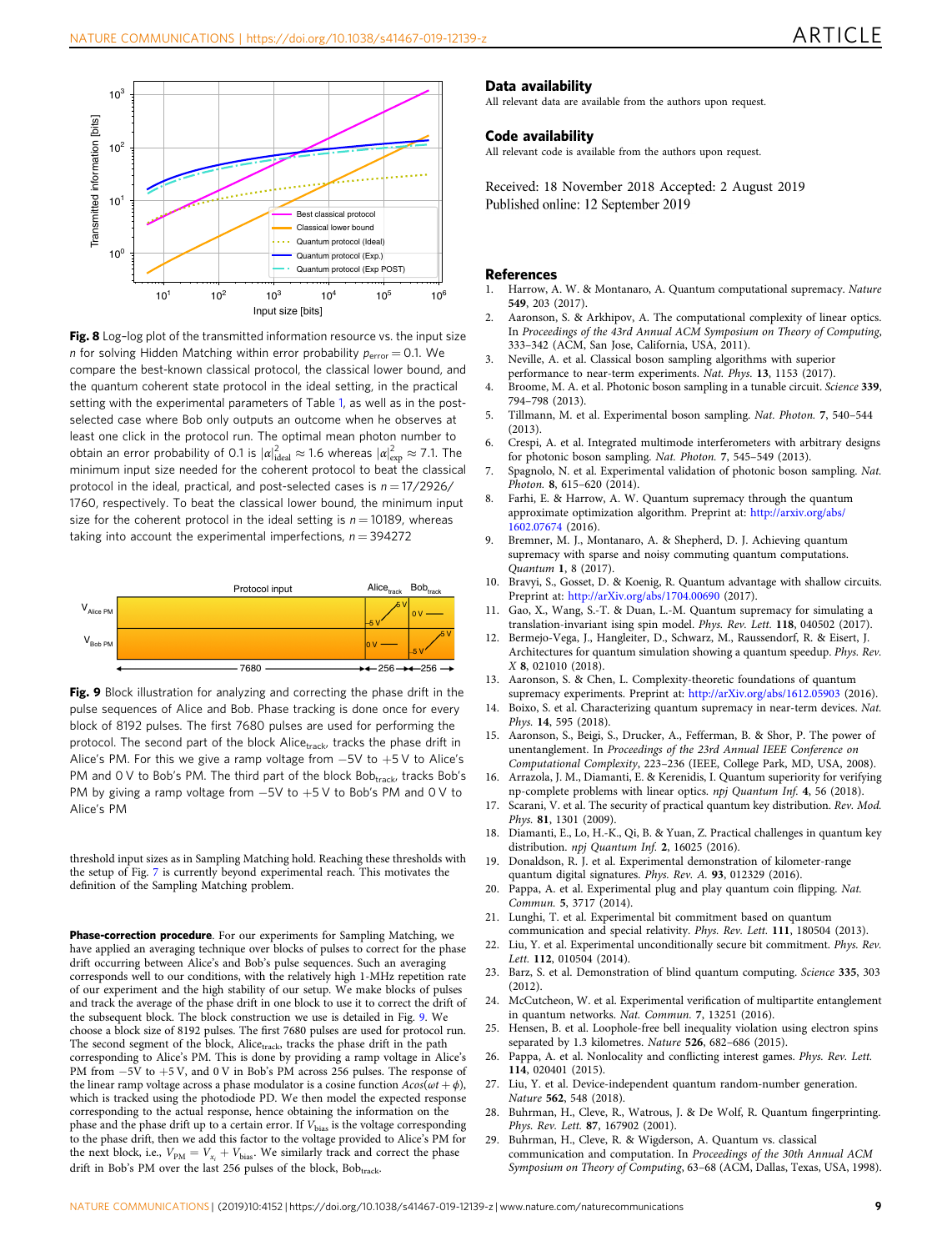**Fig. 8** Log–log plot of the transmitted information resource vs. the input size $n$ for solving Hidden Matching within error probability $p_{\text{error}} = 0.1$. We compare the best-known classical protocol, the classical lower bound, and the quantum coherent state protocol in the ideal setting, in the practical setting with the experimental parameters of Table 1, as well as in the post-selected case where Bob only outputs an outcome when he observes at least one click in the protocol run. The optimal mean photon number to obtain an error probability of 0.1 is $|\alpha|^2_{\text{ideal}} \approx 1.6$ whereas $|\alpha|^2_{\text{exp}} \approx 7.1$. The minimum input size needed for the coherent protocol to beat the classical protocol in the ideal, practical, and post-selected cases is $n = 17/2926/1760$, respectively. To beat the classical lower bound, the minimum input size for the coherent protocol in the ideal setting is $n = 10189$, whereas taking into account the experimental imperfections, $n = 394272$

**Fig. 9** Block illustration for analyzing and correcting the phase drift in the pulse sequences of Alice and Bob. Phase tracking is done once for every block of 8192 pulses. The first 7680 pulses are used for performing the protocol. The second part of the block $\text{Alice}_{\text{track}}$, tracks the phase drift in Alice's PM. For this we give a ramp voltage from −5V to +5 V to Alice's PM and 0 V to Bob's PM. The third part of the block $\text{Bob}_{\text{track}}$, tracks Bob's PM by giving a ramp voltage from −5V to +5 V to Bob's PM and 0 V to Alice's PM

threshold input sizes as in Sampling Matching hold. Reaching these thresholds with the setup of Fig. 7 is currently beyond experimental reach. This motivates the definition of the Sampling Matching problem.

**Phase-correction procedure**. For our experiments for Sampling Matching, we have applied an averaging technique over blocks of pulses to correct for the phase drift occurring between Alice's and Bob's pulse sequences. Such an averaging corresponds well to our conditions, with the relatively high 1-MHz repetition rate of our experiment and the high stability of our setup. We make blocks of pulses and track the average of the phase drift in one block to use it to correct the drift of the subsequent block. The block construction we use is detailed in Fig. 9. We choose a block size of 8192 pulses. The first 7680 pulses are used for protocol run. The second segment of the block, $\text{Alice}_{\text{track}}$, tracks the phase drift in the path corresponding to Alice's PM. This is done by providing a ramp voltage in Alice's PM from −5V to +5 V, and 0 V in Bob's PM across 256 pulses. The response of the linear ramp voltage across a phase modulator is a cosine function $A\cos(\omega t + \phi)$, which is tracked using the photodiode PD. We then model the expected response corresponding to the actual response, hence obtaining the information on the phase and the phase drift up to a certain error. If $V_{\text{bias}}$ is the voltage corresponding to the phase drift, then we add this factor to the voltage provided to Alice's PM for the next block, i.e., $V_{\text{PM}} = V_{x_i} + V_{\text{bias}}$. We similarly track and correct the phase drift in Bob's PM over the last 256 pulses of the block, $\text{Bob}_{\text{track}}$.

## Data availability

All relevant data are available from the authors upon request.

## Code availability

All relevant code is available from the authors upon request.

Received: 18 November 2018 Accepted: 2 August 2019
Published online: 12 September 2019

## References

1. Harrow, A. W. & Montanaro, A. Quantum computational supremacy. *Nature* **549**, 203 (2017).
2. Aaronson, S. & Arkhipov, A. The computational complexity of linear optics. In *Proceedings of the 43rd Annual ACM Symposium on Theory of Computing*, 333–342 (ACM, San Jose, California, USA, 2011).
3. Neville, A. et al. Classical boson sampling algorithms with superior performance to near-term experiments. *Nat. Phys.* **13**, 1153 (2017).
4. Broome, M. A. et al. Photonic boson sampling in a tunable circuit. *Science* **339**, 794–798 (2013).
5. Tillmann, M. et al. Experimental boson sampling. *Nat. Photon.* **7**, 540–544 (2013).
6. Crespi, A. et al. Integrated multimode interferometers with arbitrary designs for photonic boson sampling. *Nat. Photon.* **7**, 545–549 (2013).
7. Spagnolo, N. et al. Experimental validation of photonic boson sampling. *Nat. Photon.* **8**, 615–620 (2014).
8. Farhi, E. & Harrow, A. W. Quantum supremacy through the quantum approximate optimization algorithm. Preprint at: http://arxiv.org/abs/1602.07674 (2016).
9. Bremner, M. J., Montanaro, A. & Shepherd, D. J. Achieving quantum supremacy with sparse and noisy commuting quantum computations. *Quantum* **1**, 8 (2017).
10. Bravyi, S., Gosset, D. & Koenig, R. Quantum advantage with shallow circuits. Preprint at: http://arXiv.org/abs/1704.00690 (2017).
11. Gao, X., Wang, S.-T. & Duan, L.-M. Quantum supremacy for simulating a translation-invariant ising spin model. *Phys. Rev. Lett.* **118**, 040502 (2017).
12. Bermejo-Vega, J., Hangleiter, D., Schwarz, M., Raussendorf, R. & Eisert, J. Architectures for quantum simulation showing a quantum speedup. *Phys. Rev. X* **8**, 021010 (2018).
13. Aaronson, S. & Chen, L. Complexity-theoretic foundations of quantum supremacy experiments. Preprint at: http://arXiv.org/abs/1612.05903 (2016).
14. Boixo, S. et al. Characterizing quantum supremacy in near-term devices. *Nat. Phys.* **14**, 595 (2018).
15. Aaronson, S., Beigi, S., Drucker, A., Fefferman, B. & Shor, P. The power of unentanglement. In *Proceedings of the 23rd Annual IEEE Conference on Computational Complexity*, 223–236 (IEEE, College Park, MD, USA, 2008).
16. Arrazola, J. M., Diamanti, E. & Kerenidis, I. Quantum superiority for verifying np-complete problems with linear optics. *npj Quantum Inf.* **4**, 56 (2018).
17. Scarani, V. et al. The security of practical quantum key distribution. *Rev. Mod. Phys.* **81**, 1301 (2009).
18. Diamanti, E., Lo, H.-K., Qi, B. & Yuan, Z. Practical challenges in quantum key distribution. *npj Quantum Inf.* **2**, 16025 (2016).
19. Donaldson, R. J. et al. Experimental demonstration of kilometer-range quantum digital signatures. *Phys. Rev. A.* **93**, 012329 (2016).
20. Pappa, A. et al. Experimental plug and play quantum coin flipping. *Nat. Commun.* **5**, 3717 (2014).
21. Lunghi, T. et al. Experimental bit commitment based on quantum communication and special relativity. *Phys. Rev. Lett.* **111**, 180504 (2013).
22. Liu, Y. et al. Experimental unconditionally secure bit commitment. *Phys. Rev. Lett.* **112**, 010504 (2014).
23. Barz, S. et al. Demonstration of blind quantum computing. *Science* **335**, 303 (2012).
24. McCutcheon, W. et al. Experimental verification of multipartite entanglement in quantum networks. *Nat. Commun.* **7**, 13251 (2016).
25. Hensen, B. et al. Loophole-free bell inequality violation using electron spins separated by 1.3 kilometres. *Nature* **526**, 682–686 (2015).
26. Pappa, A. et al. Nonlocality and conflicting interest games. *Phys. Rev. Lett.* **114**, 020401 (2015).
27. Liu, Y. et al. Device-independent quantum random-number generation. *Nature* **562**, 548 (2018).
28. Buhrman, H., Cleve, R., Watrous, J. & De Wolf, R. Quantum fingerprinting. *Phys. Rev. Lett.* **87**, 167902 (2001).
29. Buhrman, H., Cleve, R. & Wigderson, A. Quantum vs. classical communication and computation. In *Proceedings of the 30th Annual ACM Symposium on Theory of Computing*, 63–68 (ACM, Dallas, Texas, USA, 1998).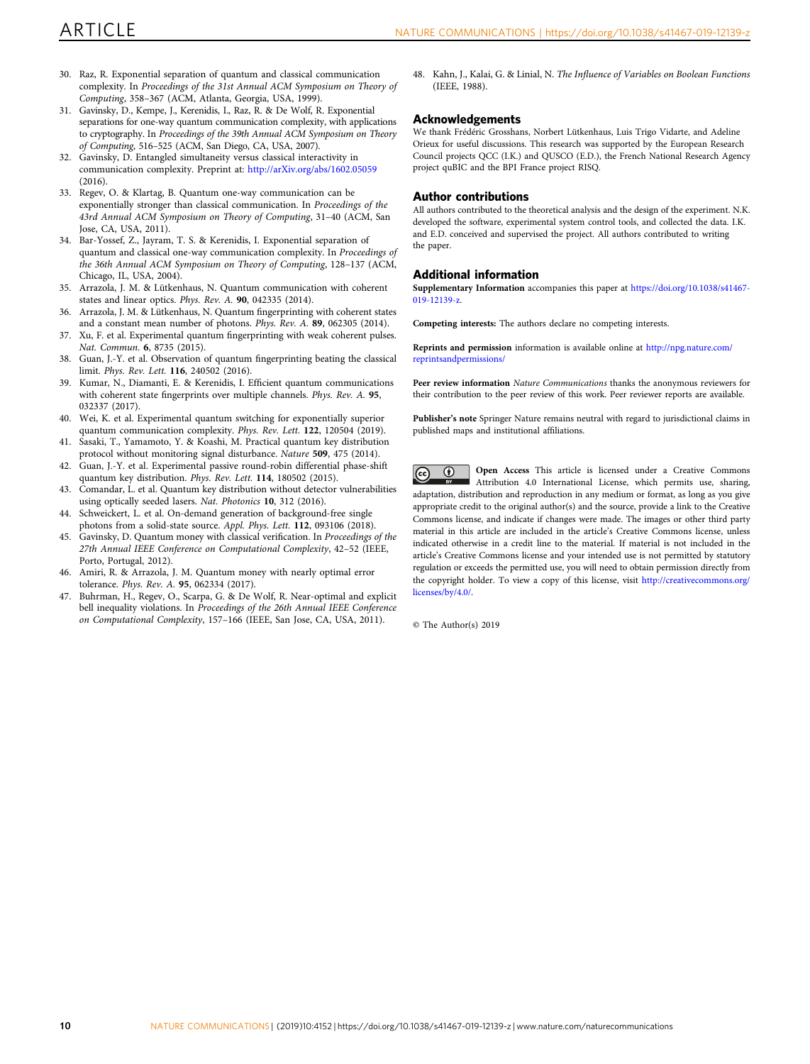30. Raz, R. Exponential separation of quantum and classical communication complexity. In *Proceedings of the 31st Annual ACM Symposium on Theory of Computing*, 358–367 (ACM, Atlanta, Georgia, USA, 1999).
31. Gavinsky, D., Kempe, J., Kerenidis, I., Raz, R. & De Wolf, R. Exponential separations for one-way quantum communication complexity, with applications to cryptography. In *Proceedings of the 39th Annual ACM Symposium on Theory of Computing*, 516–525 (ACM, San Diego, CA, USA, 2007).
32. Gavinsky, D. Entangled simultaneity versus classical interactivity in communication complexity. Preprint at: http://arXiv.org/abs/1602.05059 (2016).
33. Regev, O. & Klartag, B. Quantum one-way communication can be exponentially stronger than classical communication. In *Proceedings of the 43rd Annual ACM Symposium on Theory of Computing*, 31–40 (ACM, San Jose, CA, USA, 2011).
34. Bar-Yossef, Z., Jayram, T. S. & Kerenidis, I. Exponential separation of quantum and classical one-way communication complexity. In *Proceedings of the 36th Annual ACM Symposium on Theory of Computing*, 128–137 (ACM, Chicago, IL, USA, 2004).
35. Arrazola, J. M. & Lütkenhaus, N. Quantum communication with coherent states and linear optics. *Phys. Rev. A.* **90**, 042335 (2014).
36. Arrazola, J. M. & Lütkenhaus, N. Quantum fingerprinting with coherent states and a constant mean number of photons. *Phys. Rev. A.* **89**, 062305 (2014).
37. Xu, F. et al. Experimental quantum fingerprinting with weak coherent pulses. *Nat. Commun.* **6**, 8735 (2015).
38. Guan, J.-Y. et al. Observation of quantum fingerprinting beating the classical limit. *Phys. Rev. Lett.* **116**, 240502 (2016).
39. Kumar, N., Diamanti, E. & Kerenidis, I. Efficient quantum communications with coherent state fingerprints over multiple channels. *Phys. Rev. A.* **95**, 032337 (2017).
40. Wei, K. et al. Experimental quantum switching for exponentially superior quantum communication complexity. *Phys. Rev. Lett.* **122**, 120504 (2019).
41. Sasaki, T., Yamamoto, Y. & Koashi, M. Practical quantum key distribution protocol without monitoring signal disturbance. *Nature* **509**, 475 (2014).
42. Guan, J.-Y. et al. Experimental passive round-robin differential phase-shift quantum key distribution. *Phys. Rev. Lett.* **114**, 180502 (2015).
43. Comandar, L. et al. Quantum key distribution without detector vulnerabilities using optically seeded lasers. *Nat. Photonics* **10**, 312 (2016).
44. Schweickert, L. et al. On-demand generation of background-free single photons from a solid-state source. *Appl. Phys. Lett.* **112**, 093106 (2018).
45. Gavinsky, D. Quantum money with classical verification. In *Proceedings of the 27th Annual IEEE Conference on Computational Complexity*, 42–52 (IEEE, Porto, Portugal, 2012).
46. Amiri, R. & Arrazola, J. M. Quantum money with nearly optimal error tolerance. *Phys. Rev. A.* **95**, 062334 (2017).
47. Buhrman, H., Regev, O., Scarpa, G. & De Wolf, R. Near-optimal and explicit bell inequality violations. In *Proceedings of the 26th Annual IEEE Conference on Computational Complexity*, 157–166 (IEEE, San Jose, CA, USA, 2011).
48. Kahn, J., Kalai, G. & Linial, N. *The Influence of Variables on Boolean Functions* (IEEE, 1988).

## Acknowledgements

We thank Frédéric Grosshans, Norbert Lütkenhaus, Luis Trigo Vidarte, and Adeline Orieux for useful discussions. This research was supported by the European Research Council projects QCC (I.K.) and QUSCO (E.D.), the French National Research Agency project quBIC and the BPI France project RISQ.

## Author contributions

All authors contributed to the theoretical analysis and the design of the experiment. N.K. developed the software, experimental system control tools, and collected the data. I.K. and E.D. conceived and supervised the project. All authors contributed to writing the paper.

## Additional information

**Supplementary Information** accompanies this paper at https://doi.org/10.1038/s41467-019-12139-z.

**Competing interests:** The authors declare no competing interests.

**Reprints and permission** information is available online at http://npg.nature.com/reprintsandpermissions/

**Peer review information** *Nature Communications* thanks the anonymous reviewers for their contribution to the peer review of this work. Peer reviewer reports are available.

**Publisher's note** Springer Nature remains neutral with regard to jurisdictional claims in published maps and institutional affiliations.

**Open Access** This article is licensed under a Creative Commons Attribution 4.0 International License, which permits use, sharing, adaptation, distribution and reproduction in any medium or format, as long as you give appropriate credit to the original author(s) and the source, provide a link to the Creative Commons license, and indicate if changes were made. The images or other third party material in this article are included in the article's Creative Commons license, unless indicated otherwise in a credit line to the material. If material is not included in the article's Creative Commons license and your intended use is not permitted by statutory regulation or exceeds the permitted use, you will need to obtain permission directly from the copyright holder. To view a copy of this license, visit http://creativecommons.org/licenses/by/4.0/.

© The Author(s) 2019